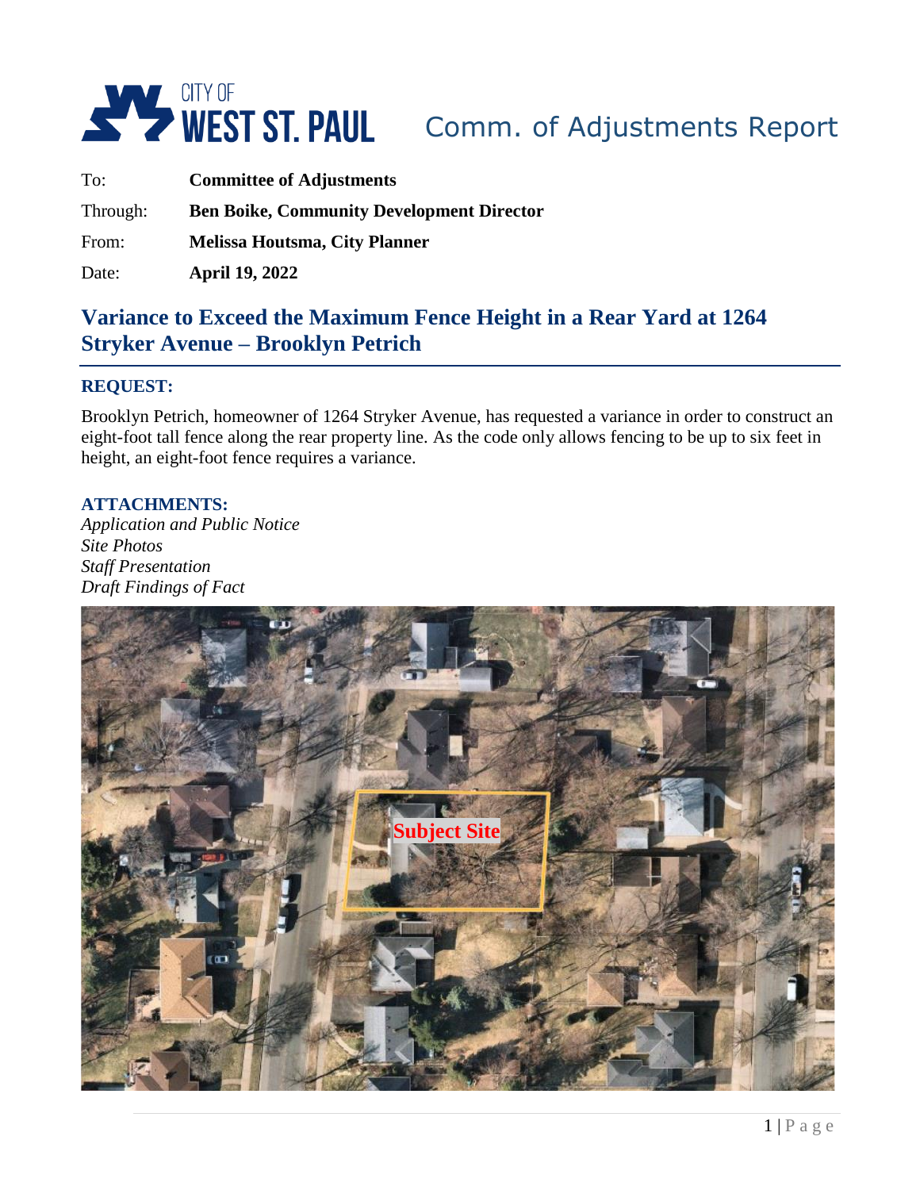CITY OF WEST ST. PAUL

Comm. of Adjustments Report

To: **Committee of Adjustments**

Through: **Ben Boike, Community Development Director**

From: **Melissa Houtsma, City Planner**

Date: **April 19, 2022**

# Variance to Exceed the Maximum Fence Height in a Rear Yard at 1264 Stryker Avenue – Brooklyn Petrich

## REQUEST:

Brooklyn Petrich, homeowner of 1264 Stryker Avenue, has requested a variance in order to construct an eight-foot tall fence along the rear property line. As the code only allows fencing to be up to six feet in height, an eight-foot fence requires a variance.

## ATTACHMENTS:

*Application and Public Notice*
*Site Photos*
*Staff Presentation*
*Draft Findings of Fact*

Subject Site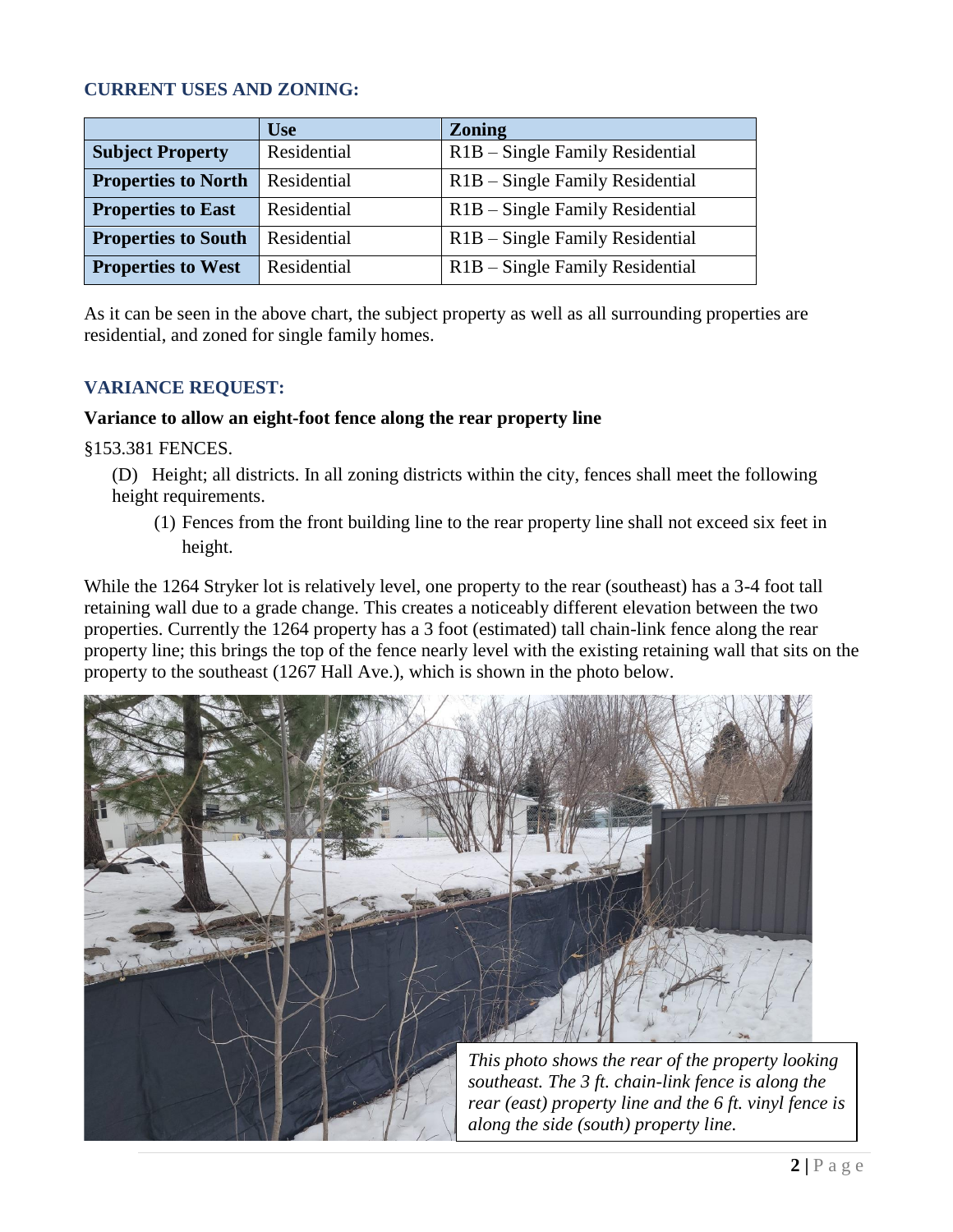## CURRENT USES AND ZONING:

| | Use | Zoning |
|---|---|---|
| **Subject Property** | Residential | R1B – Single Family Residential |
| **Properties to North** | Residential | R1B – Single Family Residential |
| **Properties to East** | Residential | R1B – Single Family Residential |
| **Properties to South** | Residential | R1B – Single Family Residential |
| **Properties to West** | Residential | R1B – Single Family Residential |

As it can be seen in the above chart, the subject property as well as all surrounding properties are residential, and zoned for single family homes.

## VARIANCE REQUEST:

**Variance to allow an eight-foot fence along the rear property line**

§153.381 FENCES.

(D) Height; all districts. In all zoning districts within the city, fences shall meet the following height requirements.

(1) Fences from the front building line to the rear property line shall not exceed six feet in height.

While the 1264 Stryker lot is relatively level, one property to the rear (southeast) has a 3-4 foot tall retaining wall due to a grade change. This creates a noticeably different elevation between the two properties. Currently the 1264 property has a 3 foot (estimated) tall chain-link fence along the rear property line; this brings the top of the fence nearly level with the existing retaining wall that sits on the property to the southeast (1267 Hall Ave.), which is shown in the photo below.

*This photo shows the rear of the property looking southeast. The 3 ft. chain-link fence is along the rear (east) property line and the 6 ft. vinyl fence is along the side (south) property line.*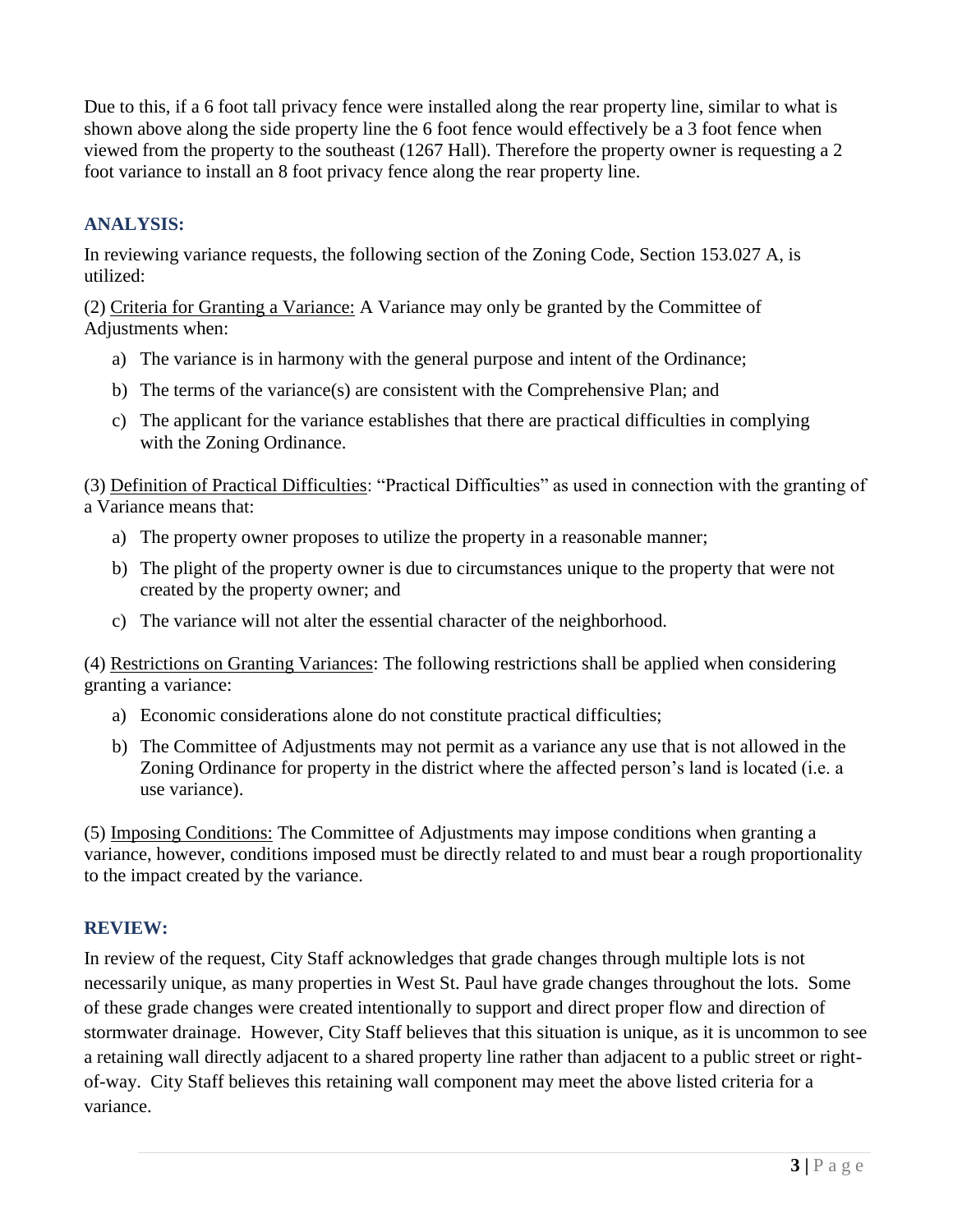Due to this, if a 6 foot tall privacy fence were installed along the rear property line, similar to what is shown above along the side property line the 6 foot fence would effectively be a 3 foot fence when viewed from the property to the southeast (1267 Hall). Therefore the property owner is requesting a 2 foot variance to install an 8 foot privacy fence along the rear property line.

## ANALYSIS:

In reviewing variance requests, the following section of the Zoning Code, Section 153.027 A, is utilized:

(2) Criteria for Granting a Variance: A Variance may only be granted by the Committee of Adjustments when:

a) The variance is in harmony with the general purpose and intent of the Ordinance;
b) The terms of the variance(s) are consistent with the Comprehensive Plan; and
c) The applicant for the variance establishes that there are practical difficulties in complying with the Zoning Ordinance.

(3) Definition of Practical Difficulties: "Practical Difficulties" as used in connection with the granting of a Variance means that:

a) The property owner proposes to utilize the property in a reasonable manner;
b) The plight of the property owner is due to circumstances unique to the property that were not created by the property owner; and
c) The variance will not alter the essential character of the neighborhood.

(4) Restrictions on Granting Variances: The following restrictions shall be applied when considering granting a variance:

a) Economic considerations alone do not constitute practical difficulties;
b) The Committee of Adjustments may not permit as a variance any use that is not allowed in the Zoning Ordinance for property in the district where the affected person's land is located (i.e. a use variance).

(5) Imposing Conditions: The Committee of Adjustments may impose conditions when granting a variance, however, conditions imposed must be directly related to and must bear a rough proportionality to the impact created by the variance.

## REVIEW:

In review of the request, City Staff acknowledges that grade changes through multiple lots is not necessarily unique, as many properties in West St. Paul have grade changes throughout the lots. Some of these grade changes were created intentionally to support and direct proper flow and direction of stormwater drainage. However, City Staff believes that this situation is unique, as it is uncommon to see a retaining wall directly adjacent to a shared property line rather than adjacent to a public street or right-of-way. City Staff believes this retaining wall component may meet the above listed criteria for a variance.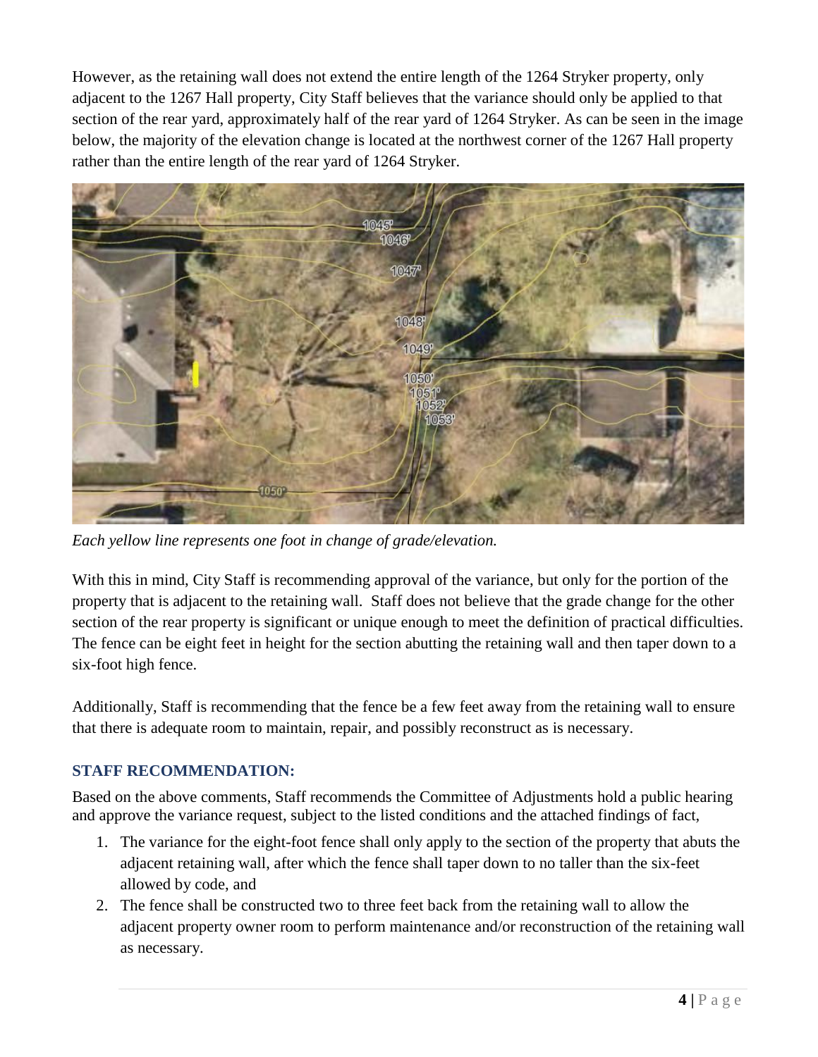However, as the retaining wall does not extend the entire length of the 1264 Stryker property, only adjacent to the 1267 Hall property, City Staff believes that the variance should only be applied to that section of the rear yard, approximately half of the rear yard of 1264 Stryker. As can be seen in the image below, the majority of the elevation change is located at the northwest corner of the 1267 Hall property rather than the entire length of the rear yard of 1264 Stryker.

1045'
1046'
1047'
1048'
1049'
1050'
1051'
1052'
1053'
1050'

*Each yellow line represents one foot in change of grade/elevation.*

With this in mind, City Staff is recommending approval of the variance, but only for the portion of the property that is adjacent to the retaining wall. Staff does not believe that the grade change for the other section of the rear property is significant or unique enough to meet the definition of practical difficulties. The fence can be eight feet in height for the section abutting the retaining wall and then taper down to a six-foot high fence.

Additionally, Staff is recommending that the fence be a few feet away from the retaining wall to ensure that there is adequate room to maintain, repair, and possibly reconstruct as is necessary.

### STAFF RECOMMENDATION:

Based on the above comments, Staff recommends the Committee of Adjustments hold a public hearing and approve the variance request, subject to the listed conditions and the attached findings of fact,

1. The variance for the eight-foot fence shall only apply to the section of the property that abuts the adjacent retaining wall, after which the fence shall taper down to no taller than the six-feet allowed by code, and
2. The fence shall be constructed two to three feet back from the retaining wall to allow the adjacent property owner room to perform maintenance and/or reconstruction of the retaining wall as necessary.